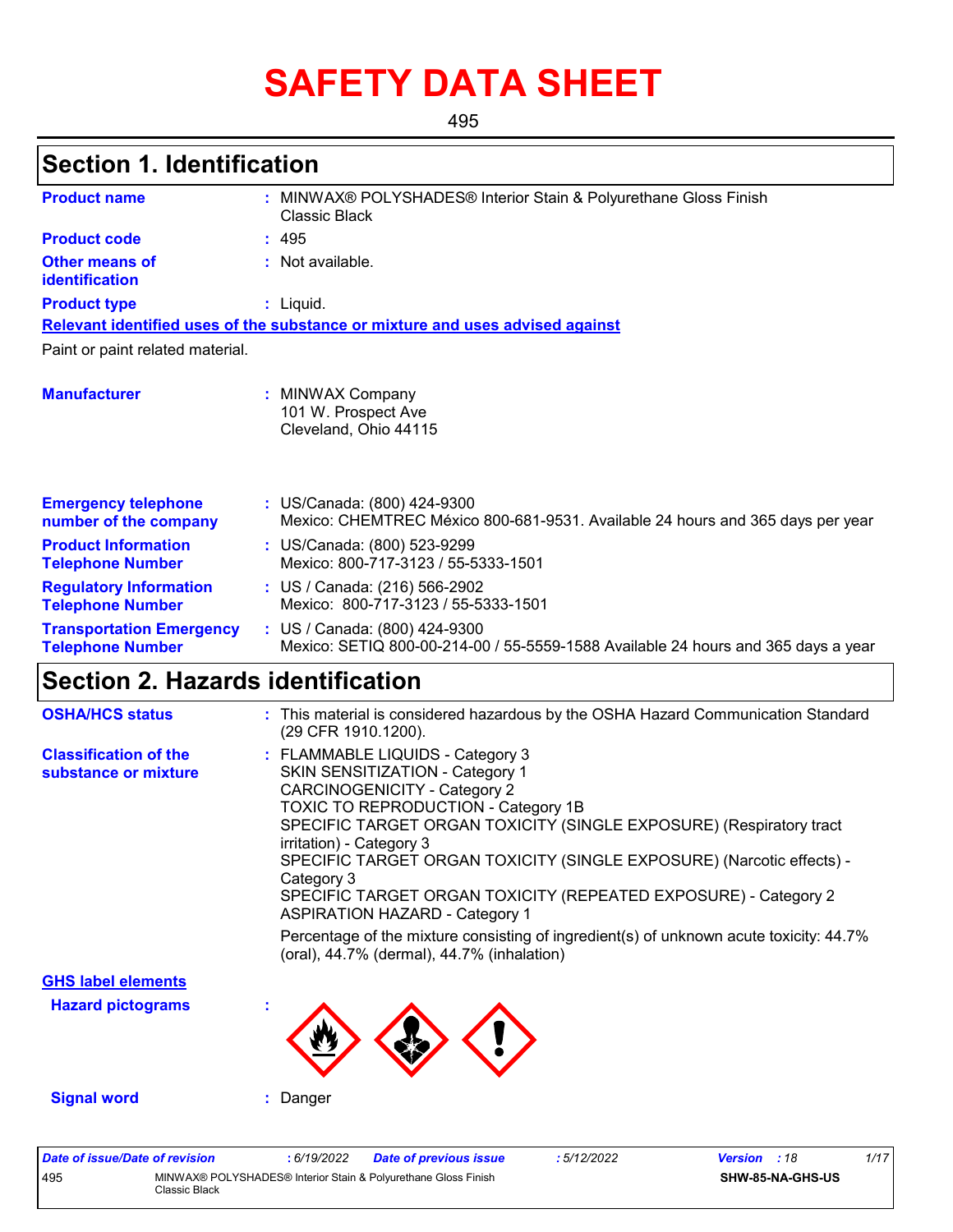# SAFETY DATA SHEET

495

## Section 1. Identification

**Product name** : MINWAX® POLYSHADES® Interior Stain & Polyurethane Gloss Finish Classic Black

**Product code** : 495

**Other means of identification** : Not available.

**Product type** : Liquid.

**Relevant identified uses of the substance or mixture and uses advised against**

Paint or paint related material.

**Manufacturer** : MINWAX Company
101 W. Prospect Ave
Cleveland, Ohio 44115

**Emergency telephone number of the company** : US/Canada: (800) 424-9300
Mexico: CHEMTREC México 800-681-9531. Available 24 hours and 365 days per year

**Product Information Telephone Number** : US/Canada: (800) 523-9299
Mexico: 800-717-3123 / 55-5333-1501

**Regulatory Information Telephone Number** : US / Canada: (216) 566-2902
Mexico: 800-717-3123 / 55-5333-1501

**Transportation Emergency Telephone Number** : US / Canada: (800) 424-9300
Mexico: SETIQ 800-00-214-00 / 55-5559-1588 Available 24 hours and 365 days a year

## Section 2. Hazards identification

**OSHA/HCS status** : This material is considered hazardous by the OSHA Hazard Communication Standard (29 CFR 1910.1200).

**Classification of the substance or mixture** : FLAMMABLE LIQUIDS - Category 3
SKIN SENSITIZATION - Category 1
CARCINOGENICITY - Category 2
TOXIC TO REPRODUCTION - Category 1B
SPECIFIC TARGET ORGAN TOXICITY (SINGLE EXPOSURE) (Respiratory tract irritation) - Category 3
SPECIFIC TARGET ORGAN TOXICITY (SINGLE EXPOSURE) (Narcotic effects) - Category 3
SPECIFIC TARGET ORGAN TOXICITY (REPEATED EXPOSURE) - Category 2
ASPIRATION HAZARD - Category 1

Percentage of the mixture consisting of ingredient(s) of unknown acute toxicity: 44.7% (oral), 44.7% (dermal), 44.7% (inhalation)

**GHS label elements**

**Hazard pictograms** :

**Signal word** : Danger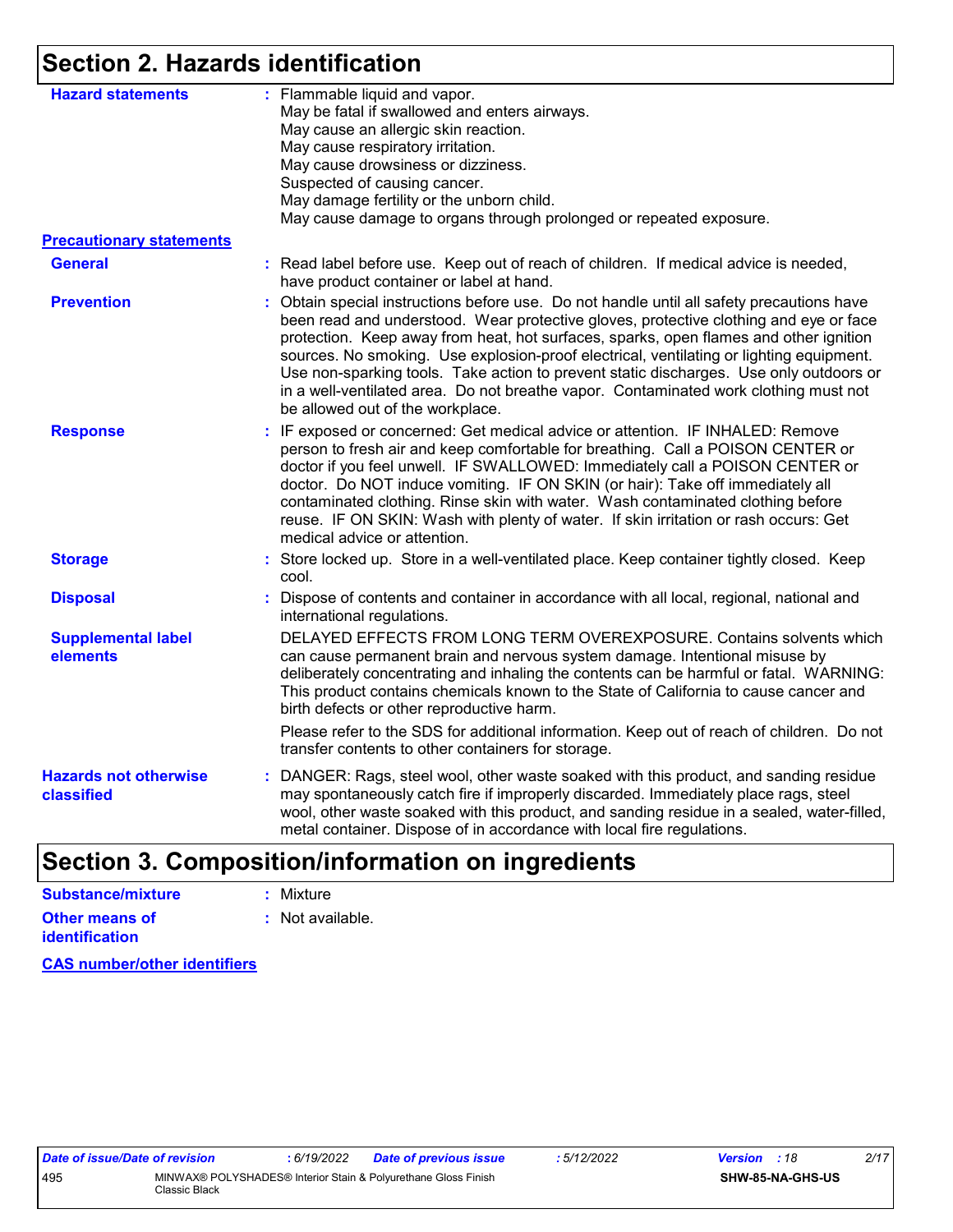## Section 2. Hazards identification

**Hazard statements** : Flammable liquid and vapor.
May be fatal if swallowed and enters airways.
May cause an allergic skin reaction.
May cause respiratory irritation.
May cause drowsiness or dizziness.
Suspected of causing cancer.
May damage fertility or the unborn child.
May cause damage to organs through prolonged or repeated exposure.

**Precautionary statements**

**General** : Read label before use. Keep out of reach of children. If medical advice is needed, have product container or label at hand.

**Prevention** : Obtain special instructions before use. Do not handle until all safety precautions have been read and understood. Wear protective gloves, protective clothing and eye or face protection. Keep away from heat, hot surfaces, sparks, open flames and other ignition sources. No smoking. Use explosion-proof electrical, ventilating or lighting equipment. Use non-sparking tools. Take action to prevent static discharges. Use only outdoors or in a well-ventilated area. Do not breathe vapor. Contaminated work clothing must not be allowed out of the workplace.

**Response** : IF exposed or concerned: Get medical advice or attention. IF INHALED: Remove person to fresh air and keep comfortable for breathing. Call a POISON CENTER or doctor if you feel unwell. IF SWALLOWED: Immediately call a POISON CENTER or doctor. Do NOT induce vomiting. IF ON SKIN (or hair): Take off immediately all contaminated clothing. Rinse skin with water. Wash contaminated clothing before reuse. IF ON SKIN: Wash with plenty of water. If skin irritation or rash occurs: Get medical advice or attention.

**Storage** : Store locked up. Store in a well-ventilated place. Keep container tightly closed. Keep cool.

**Disposal** : Dispose of contents and container in accordance with all local, regional, national and international regulations.

**Supplemental label elements** DELAYED EFFECTS FROM LONG TERM OVEREXPOSURE. Contains solvents which can cause permanent brain and nervous system damage. Intentional misuse by deliberately concentrating and inhaling the contents can be harmful or fatal. WARNING: This product contains chemicals known to the State of California to cause cancer and birth defects or other reproductive harm.

Please refer to the SDS for additional information. Keep out of reach of children. Do not transfer contents to other containers for storage.

**Hazards not otherwise classified** : DANGER: Rags, steel wool, other waste soaked with this product, and sanding residue may spontaneously catch fire if improperly discarded. Immediately place rags, steel wool, other waste soaked with this product, and sanding residue in a sealed, water-filled, metal container. Dispose of in accordance with local fire regulations.

## Section 3. Composition/information on ingredients

**Substance/mixture** : Mixture

**Other means of identification** : Not available.

**CAS number/other identifiers**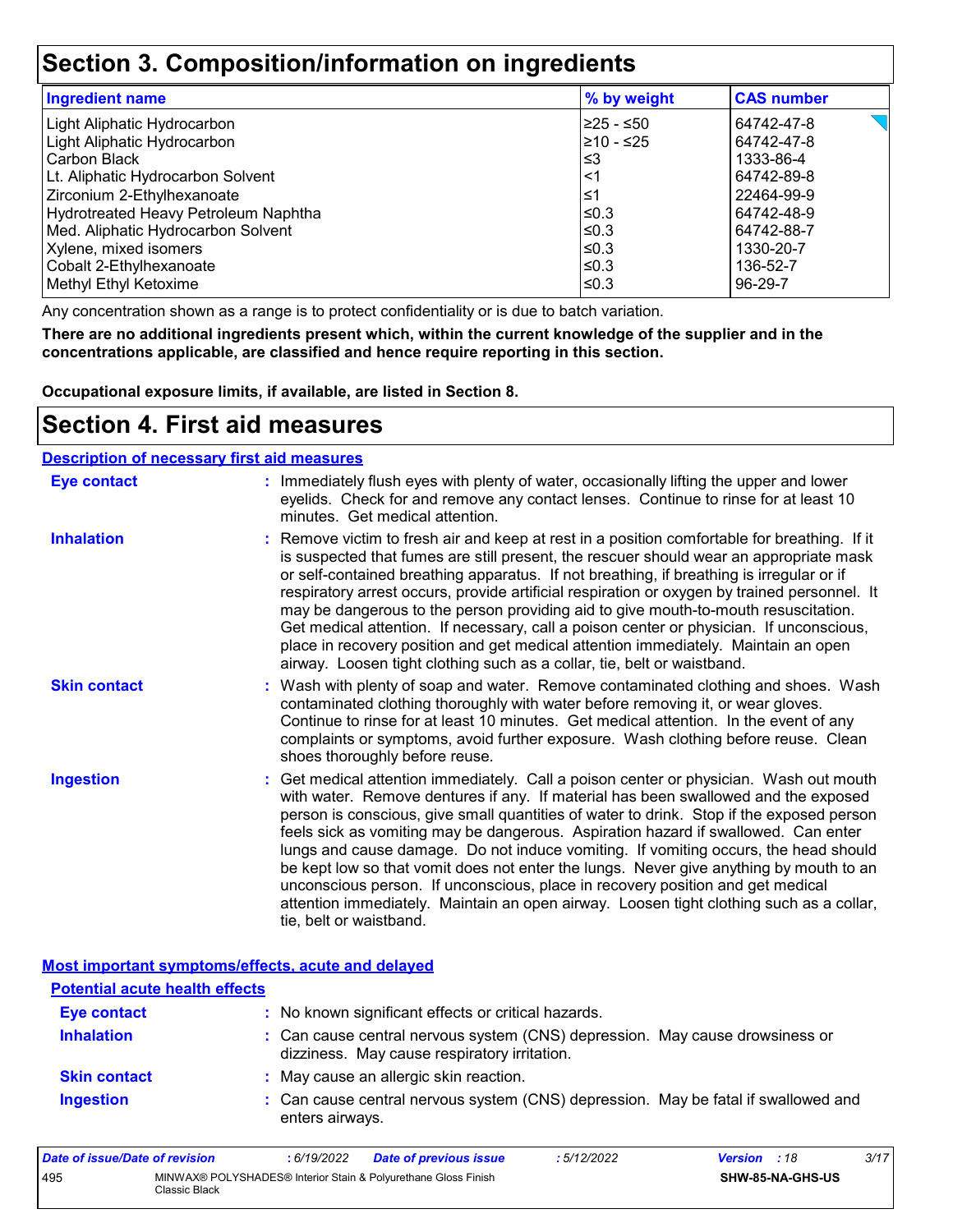# Section 3. Composition/information on ingredients

| Ingredient name | % by weight | CAS number |
|---|---|---|
| Light Aliphatic Hydrocarbon | ≥25 - ≤50 | 64742-47-8 |
| Light Aliphatic Hydrocarbon | ≥10 - ≤25 | 64742-47-8 |
| Carbon Black | ≤3 | 1333-86-4 |
| Lt. Aliphatic Hydrocarbon Solvent | <1 | 64742-89-8 |
| Zirconium 2-Ethylhexanoate | ≤1 | 22464-99-9 |
| Hydrotreated Heavy Petroleum Naphtha | ≤0.3 | 64742-48-9 |
| Med. Aliphatic Hydrocarbon Solvent | ≤0.3 | 64742-88-7 |
| Xylene, mixed isomers | ≤0.3 | 1330-20-7 |
| Cobalt 2-Ethylhexanoate | ≤0.3 | 136-52-7 |
| Methyl Ethyl Ketoxime | ≤0.3 | 96-29-7 |

Any concentration shown as a range is to protect confidentiality or is due to batch variation.

**There are no additional ingredients present which, within the current knowledge of the supplier and in the concentrations applicable, are classified and hence require reporting in this section.**

**Occupational exposure limits, if available, are listed in Section 8.**

# Section 4. First aid measures

## Description of necessary first aid measures

**Eye contact** : Immediately flush eyes with plenty of water, occasionally lifting the upper and lower eyelids. Check for and remove any contact lenses. Continue to rinse for at least 10 minutes. Get medical attention.

**Inhalation** : Remove victim to fresh air and keep at rest in a position comfortable for breathing. If it is suspected that fumes are still present, the rescuer should wear an appropriate mask or self-contained breathing apparatus. If not breathing, if breathing is irregular or if respiratory arrest occurs, provide artificial respiration or oxygen by trained personnel. It may be dangerous to the person providing aid to give mouth-to-mouth resuscitation. Get medical attention. If necessary, call a poison center or physician. If unconscious, place in recovery position and get medical attention immediately. Maintain an open airway. Loosen tight clothing such as a collar, tie, belt or waistband.

**Skin contact** : Wash with plenty of soap and water. Remove contaminated clothing and shoes. Wash contaminated clothing thoroughly with water before removing it, or wear gloves. Continue to rinse for at least 10 minutes. Get medical attention. In the event of any complaints or symptoms, avoid further exposure. Wash clothing before reuse. Clean shoes thoroughly before reuse.

**Ingestion** : Get medical attention immediately. Call a poison center or physician. Wash out mouth with water. Remove dentures if any. If material has been swallowed and the exposed person is conscious, give small quantities of water to drink. Stop if the exposed person feels sick as vomiting may be dangerous. Aspiration hazard if swallowed. Can enter lungs and cause damage. Do not induce vomiting. If vomiting occurs, the head should be kept low so that vomit does not enter the lungs. Never give anything by mouth to an unconscious person. If unconscious, place in recovery position and get medical attention immediately. Maintain an open airway. Loosen tight clothing such as a collar, tie, belt or waistband.

## Most important symptoms/effects, acute and delayed

### Potential acute health effects

**Eye contact** : No known significant effects or critical hazards.

**Inhalation** : Can cause central nervous system (CNS) depression. May cause drowsiness or dizziness. May cause respiratory irritation.

**Skin contact** : May cause an allergic skin reaction.

**Ingestion** : Can cause central nervous system (CNS) depression. May be fatal if swallowed and enters airways.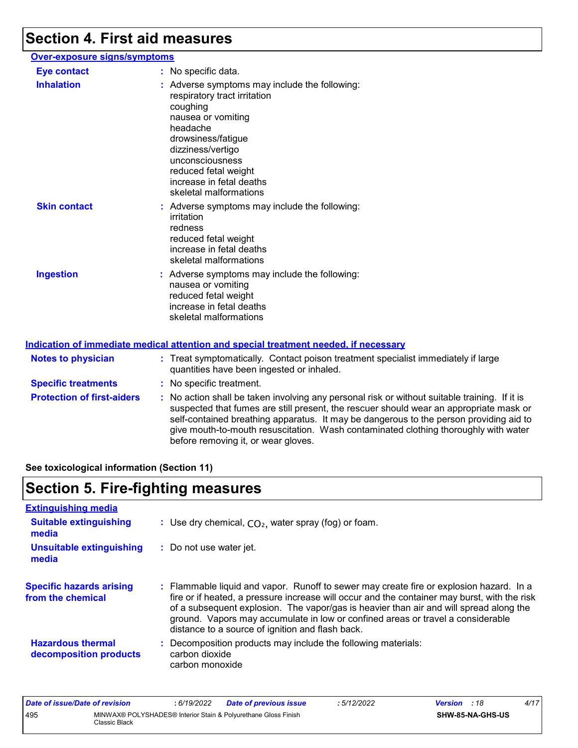# Section 4. First aid measures

### Over-exposure signs/symptoms

**Eye contact** : No specific data.

**Inhalation** : Adverse symptoms may include the following:
respiratory tract irritation
coughing
nausea or vomiting
headache
drowsiness/fatigue
dizziness/vertigo
unconsciousness
reduced fetal weight
increase in fetal deaths
skeletal malformations

**Skin contact** : Adverse symptoms may include the following:
irritation
redness
reduced fetal weight
increase in fetal deaths
skeletal malformations

**Ingestion** : Adverse symptoms may include the following:
nausea or vomiting
reduced fetal weight
increase in fetal deaths
skeletal malformations

### Indication of immediate medical attention and special treatment needed, if necessary

**Notes to physician** : Treat symptomatically. Contact poison treatment specialist immediately if large quantities have been ingested or inhaled.

**Specific treatments** : No specific treatment.

**Protection of first-aiders** : No action shall be taken involving any personal risk or without suitable training. If it is suspected that fumes are still present, the rescuer should wear an appropriate mask or self-contained breathing apparatus. It may be dangerous to the person providing aid to give mouth-to-mouth resuscitation. Wash contaminated clothing thoroughly with water before removing it, or wear gloves.

**See toxicological information (Section 11)**

# Section 5. Fire-fighting measures

### Extinguishing media

**Suitable extinguishing media** : Use dry chemical, $CO_2$, water spray (fog) or foam.

**Unsuitable extinguishing media** : Do not use water jet.

**Specific hazards arising from the chemical** : Flammable liquid and vapor. Runoff to sewer may create fire or explosion hazard. In a fire or if heated, a pressure increase will occur and the container may burst, with the risk of a subsequent explosion. The vapor/gas is heavier than air and will spread along the ground. Vapors may accumulate in low or confined areas or travel a considerable distance to a source of ignition and flash back.

**Hazardous thermal decomposition products** : Decomposition products may include the following materials:
carbon dioxide
carbon monoxide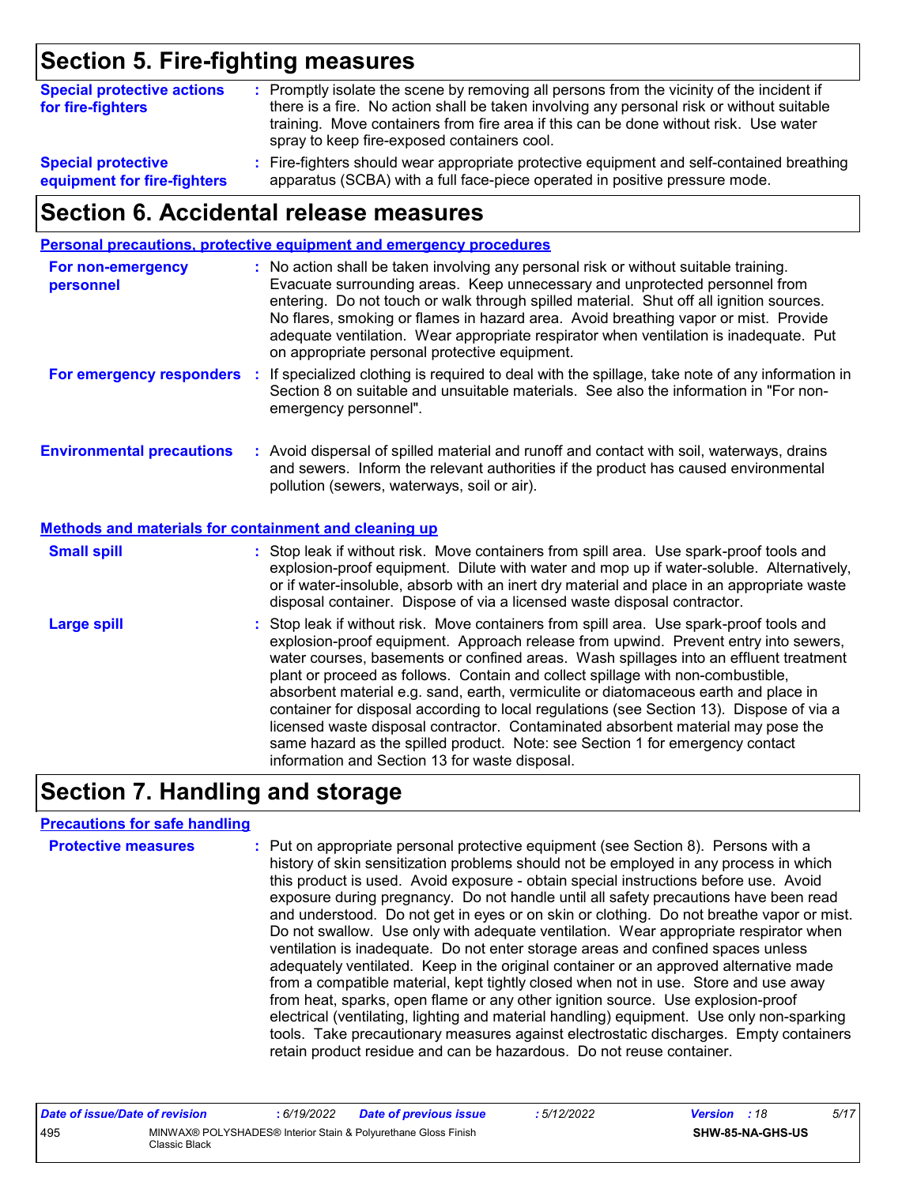## Section 5. Fire-fighting measures

**Special protective actions for fire-fighters** : Promptly isolate the scene by removing all persons from the vicinity of the incident if there is a fire. No action shall be taken involving any personal risk or without suitable training. Move containers from fire area if this can be done without risk. Use water spray to keep fire-exposed containers cool.

**Special protective equipment for fire-fighters** : Fire-fighters should wear appropriate protective equipment and self-contained breathing apparatus (SCBA) with a full face-piece operated in positive pressure mode.

## Section 6. Accidental release measures

### Personal precautions, protective equipment and emergency procedures

**For non-emergency personnel** : No action shall be taken involving any personal risk or without suitable training. Evacuate surrounding areas. Keep unnecessary and unprotected personnel from entering. Do not touch or walk through spilled material. Shut off all ignition sources. No flares, smoking or flames in hazard area. Avoid breathing vapor or mist. Provide adequate ventilation. Wear appropriate respirator when ventilation is inadequate. Put on appropriate personal protective equipment.

**For emergency responders** : If specialized clothing is required to deal with the spillage, take note of any information in Section 8 on suitable and unsuitable materials. See also the information in "For non-emergency personnel".

**Environmental precautions** : Avoid dispersal of spilled material and runoff and contact with soil, waterways, drains and sewers. Inform the relevant authorities if the product has caused environmental pollution (sewers, waterways, soil or air).

### Methods and materials for containment and cleaning up

**Small spill** : Stop leak if without risk. Move containers from spill area. Use spark-proof tools and explosion-proof equipment. Dilute with water and mop up if water-soluble. Alternatively, or if water-insoluble, absorb with an inert dry material and place in an appropriate waste disposal container. Dispose of via a licensed waste disposal contractor.

**Large spill** : Stop leak if without risk. Move containers from spill area. Use spark-proof tools and explosion-proof equipment. Approach release from upwind. Prevent entry into sewers, water courses, basements or confined areas. Wash spillages into an effluent treatment plant or proceed as follows. Contain and collect spillage with non-combustible, absorbent material e.g. sand, earth, vermiculite or diatomaceous earth and place in container for disposal according to local regulations (see Section 13). Dispose of via a licensed waste disposal contractor. Contaminated absorbent material may pose the same hazard as the spilled product. Note: see Section 1 for emergency contact information and Section 13 for waste disposal.

## Section 7. Handling and storage

### Precautions for safe handling

**Protective measures** : Put on appropriate personal protective equipment (see Section 8). Persons with a history of skin sensitization problems should not be employed in any process in which this product is used. Avoid exposure - obtain special instructions before use. Avoid exposure during pregnancy. Do not handle until all safety precautions have been read and understood. Do not get in eyes or on skin or clothing. Do not breathe vapor or mist. Do not swallow. Use only with adequate ventilation. Wear appropriate respirator when ventilation is inadequate. Do not enter storage areas and confined spaces unless adequately ventilated. Keep in the original container or an approved alternative made from a compatible material, kept tightly closed when not in use. Store and use away from heat, sparks, open flame or any other ignition source. Use explosion-proof electrical (ventilating, lighting and material handling) equipment. Use only non-sparking tools. Take precautionary measures against electrostatic discharges. Empty containers retain product residue and can be hazardous. Do not reuse container.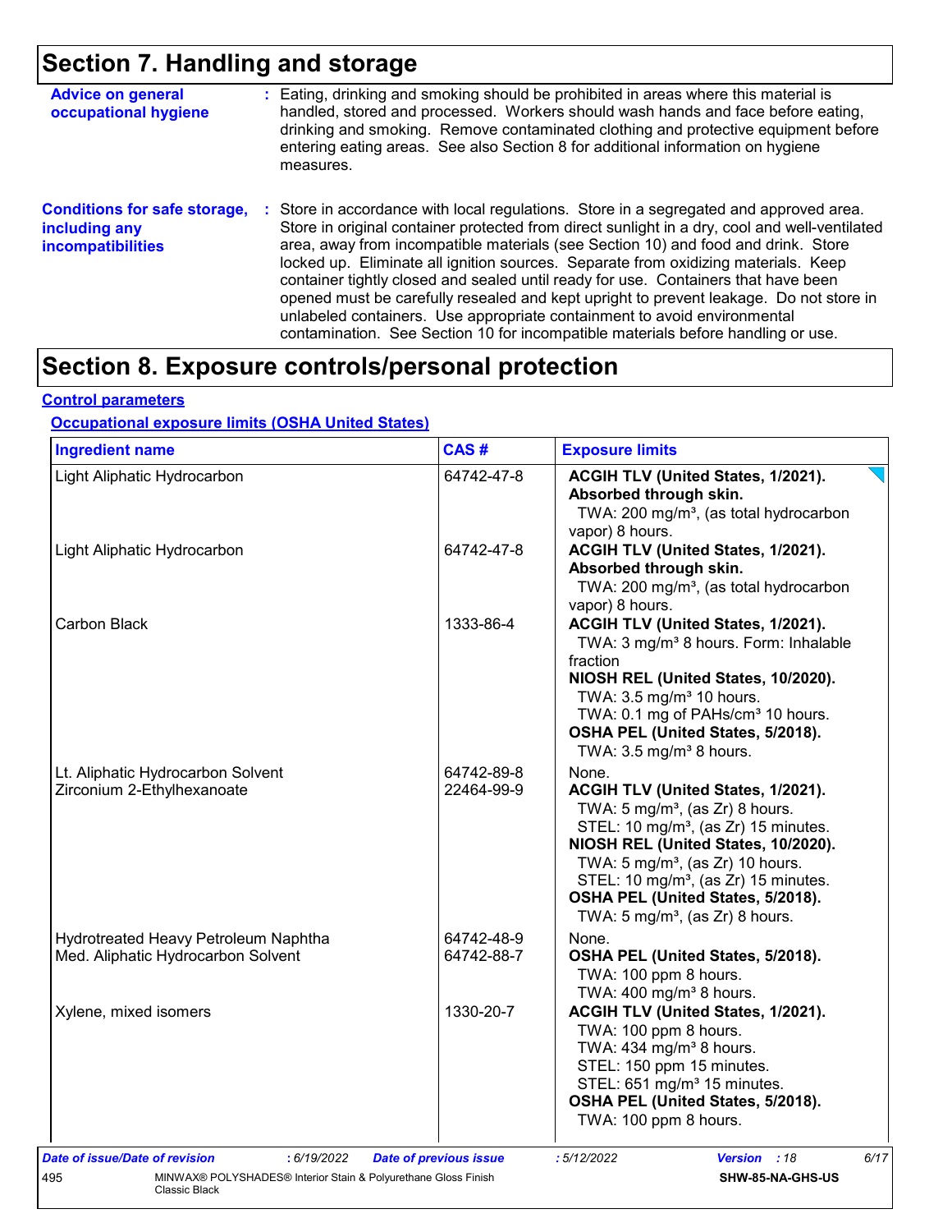# Section 7. Handling and storage

**Advice on general occupational hygiene** : Eating, drinking and smoking should be prohibited in areas where this material is handled, stored and processed. Workers should wash hands and face before eating, drinking and smoking. Remove contaminated clothing and protective equipment before entering eating areas. See also Section 8 for additional information on hygiene measures.

**Conditions for safe storage, including any incompatibilities** : Store in accordance with local regulations. Store in a segregated and approved area. Store in original container protected from direct sunlight in a dry, cool and well-ventilated area, away from incompatible materials (see Section 10) and food and drink. Store locked up. Eliminate all ignition sources. Separate from oxidizing materials. Keep container tightly closed and sealed until ready for use. Containers that have been opened must be carefully resealed and kept upright to prevent leakage. Do not store in unlabeled containers. Use appropriate containment to avoid environmental contamination. See Section 10 for incompatible materials before handling or use.

# Section 8. Exposure controls/personal protection

## Control parameters

### Occupational exposure limits (OSHA United States)

| Ingredient name | CAS # | Exposure limits |
|---|---|---|
| Light Aliphatic Hydrocarbon | 64742-47-8 | **ACGIH TLV (United States, 1/2021). Absorbed through skin.**<br>TWA: 200 mg/m³, (as total hydrocarbon vapor) 8 hours. |
| Light Aliphatic Hydrocarbon | 64742-47-8 | **ACGIH TLV (United States, 1/2021). Absorbed through skin.**<br>TWA: 200 mg/m³, (as total hydrocarbon vapor) 8 hours. |
| Carbon Black | 1333-86-4 | **ACGIH TLV (United States, 1/2021).**<br>TWA: 3 mg/m³ 8 hours. Form: Inhalable fraction<br>**NIOSH REL (United States, 10/2020).**<br>TWA: 3.5 mg/m³ 10 hours.<br>TWA: 0.1 mg of PAHs/cm³ 10 hours.<br>**OSHA PEL (United States, 5/2018).**<br>TWA: 3.5 mg/m³ 8 hours. |
| Lt. Aliphatic Hydrocarbon Solvent | 64742-89-8 | None. |
| Zirconium 2-Ethylhexanoate | 22464-99-9 | **ACGIH TLV (United States, 1/2021).**<br>TWA: 5 mg/m³, (as Zr) 8 hours.<br>STEL: 10 mg/m³, (as Zr) 15 minutes.<br>**NIOSH REL (United States, 10/2020).**<br>TWA: 5 mg/m³, (as Zr) 10 hours.<br>STEL: 10 mg/m³, (as Zr) 15 minutes.<br>**OSHA PEL (United States, 5/2018).**<br>TWA: 5 mg/m³, (as Zr) 8 hours. |
| Hydrotreated Heavy Petroleum Naphtha | 64742-48-9 | None. |
| Med. Aliphatic Hydrocarbon Solvent | 64742-88-7 | **OSHA PEL (United States, 5/2018).**<br>TWA: 100 ppm 8 hours.<br>TWA: 400 mg/m³ 8 hours. |
| Xylene, mixed isomers | 1330-20-7 | **ACGIH TLV (United States, 1/2021).**<br>TWA: 100 ppm 8 hours.<br>TWA: 434 mg/m³ 8 hours.<br>STEL: 150 ppm 15 minutes.<br>STEL: 651 mg/m³ 15 minutes.<br>**OSHA PEL (United States, 5/2018).**<br>TWA: 100 ppm 8 hours. |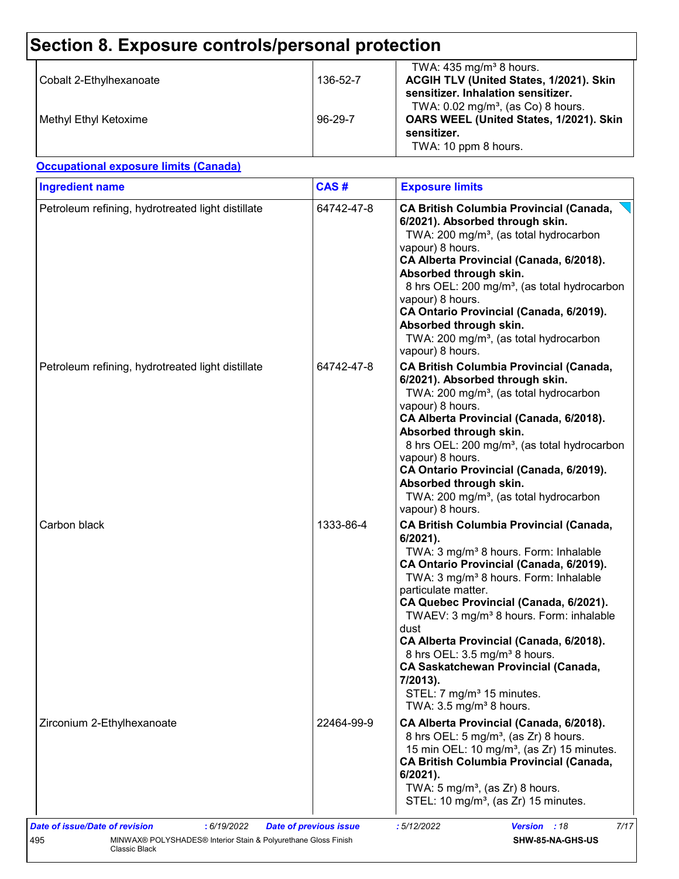## Section 8. Exposure controls/personal protection

| | | |
|---|---|---|
| | | TWA: 435 mg/m³ 8 hours. |
| Cobalt 2-Ethylhexanoate | 136-52-7 | **ACGIH TLV (United States, 1/2021). Skin sensitizer. Inhalation sensitizer.**<br>TWA: 0.02 mg/m³, (as Co) 8 hours. |
| Methyl Ethyl Ketoxime | 96-29-7 | **OARS WEEL (United States, 1/2021). Skin sensitizer.**<br>TWA: 10 ppm 8 hours. |

**Occupational exposure limits (Canada)**

| Ingredient name | CAS # | Exposure limits |
|---|---|---|
| Petroleum refining, hydrotreated light distillate | 64742-47-8 | **CA British Columbia Provincial (Canada, 6/2021). Absorbed through skin.**<br>TWA: 200 mg/m³, (as total hydrocarbon vapour) 8 hours.<br>**CA Alberta Provincial (Canada, 6/2018). Absorbed through skin.**<br>8 hrs OEL: 200 mg/m³, (as total hydrocarbon vapour) 8 hours.<br>**CA Ontario Provincial (Canada, 6/2019). Absorbed through skin.**<br>TWA: 200 mg/m³, (as total hydrocarbon vapour) 8 hours. |
| Petroleum refining, hydrotreated light distillate | 64742-47-8 | **CA British Columbia Provincial (Canada, 6/2021). Absorbed through skin.**<br>TWA: 200 mg/m³, (as total hydrocarbon vapour) 8 hours.<br>**CA Alberta Provincial (Canada, 6/2018). Absorbed through skin.**<br>8 hrs OEL: 200 mg/m³, (as total hydrocarbon vapour) 8 hours.<br>**CA Ontario Provincial (Canada, 6/2019). Absorbed through skin.**<br>TWA: 200 mg/m³, (as total hydrocarbon vapour) 8 hours. |
| Carbon black | 1333-86-4 | **CA British Columbia Provincial (Canada, 6/2021).**<br>TWA: 3 mg/m³ 8 hours. Form: Inhalable<br>**CA Ontario Provincial (Canada, 6/2019).**<br>TWA: 3 mg/m³ 8 hours. Form: Inhalable particulate matter.<br>**CA Quebec Provincial (Canada, 6/2021).**<br>TWAEV: 3 mg/m³ 8 hours. Form: inhalable dust<br>**CA Alberta Provincial (Canada, 6/2018).**<br>8 hrs OEL: 3.5 mg/m³ 8 hours.<br>**CA Saskatchewan Provincial (Canada, 7/2013).**<br>STEL: 7 mg/m³ 15 minutes.<br>TWA: 3.5 mg/m³ 8 hours. |
| Zirconium 2-Ethylhexanoate | 22464-99-9 | **CA Alberta Provincial (Canada, 6/2018).**<br>8 hrs OEL: 5 mg/m³, (as Zr) 8 hours.<br>15 min OEL: 10 mg/m³, (as Zr) 15 minutes.<br>**CA British Columbia Provincial (Canada, 6/2021).**<br>TWA: 5 mg/m³, (as Zr) 8 hours.<br>STEL: 10 mg/m³, (as Zr) 15 minutes. |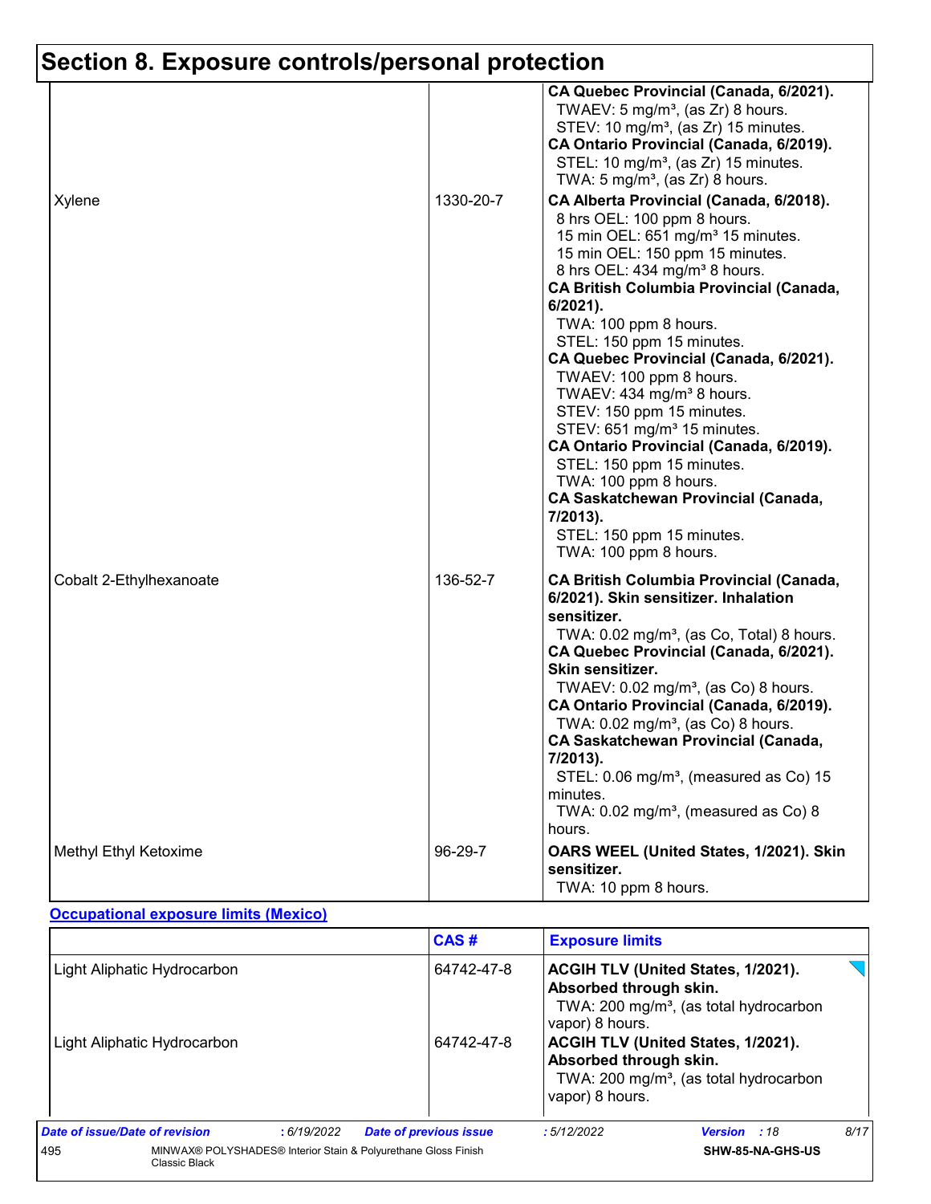# Section 8. Exposure controls/personal protection

| | | |
|---|---|---|
| | | **CA Quebec Provincial (Canada, 6/2021).**<br>TWAEV: 5 mg/m³, (as Zr) 8 hours.<br>STEV: 10 mg/m³, (as Zr) 15 minutes.<br>**CA Ontario Provincial (Canada, 6/2019).**<br>STEL: 10 mg/m³, (as Zr) 15 minutes.<br>TWA: 5 mg/m³, (as Zr) 8 hours. |
| Xylene | 1330-20-7 | **CA Alberta Provincial (Canada, 6/2018).**<br>8 hrs OEL: 100 ppm 8 hours.<br>15 min OEL: 651 mg/m³ 15 minutes.<br>15 min OEL: 150 ppm 15 minutes.<br>8 hrs OEL: 434 mg/m³ 8 hours.<br>**CA British Columbia Provincial (Canada, 6/2021).**<br>TWA: 100 ppm 8 hours.<br>STEL: 150 ppm 15 minutes.<br>**CA Quebec Provincial (Canada, 6/2021).**<br>TWAEV: 100 ppm 8 hours.<br>TWAEV: 434 mg/m³ 8 hours.<br>STEV: 150 ppm 15 minutes.<br>STEV: 651 mg/m³ 15 minutes.<br>**CA Ontario Provincial (Canada, 6/2019).**<br>STEL: 150 ppm 15 minutes.<br>TWA: 100 ppm 8 hours.<br>**CA Saskatchewan Provincial (Canada, 7/2013).**<br>STEL: 150 ppm 15 minutes.<br>TWA: 100 ppm 8 hours. |
| Cobalt 2-Ethylhexanoate | 136-52-7 | **CA British Columbia Provincial (Canada, 6/2021). Skin sensitizer. Inhalation sensitizer.**<br>TWA: 0.02 mg/m³, (as Co, Total) 8 hours.<br>**CA Quebec Provincial (Canada, 6/2021). Skin sensitizer.**<br>TWAEV: 0.02 mg/m³, (as Co) 8 hours.<br>**CA Ontario Provincial (Canada, 6/2019).**<br>TWA: 0.02 mg/m³, (as Co) 8 hours.<br>**CA Saskatchewan Provincial (Canada, 7/2013).**<br>STEL: 0.06 mg/m³, (measured as Co) 15 minutes.<br>TWA: 0.02 mg/m³, (measured as Co) 8 hours. |
| Methyl Ethyl Ketoxime | 96-29-7 | **OARS WEEL (United States, 1/2021). Skin sensitizer.**<br>TWA: 10 ppm 8 hours. |

**Occupational exposure limits (Mexico)**

| | CAS # | Exposure limits |
|---|---|---|
| Light Aliphatic Hydrocarbon | 64742-47-8 | **ACGIH TLV (United States, 1/2021). Absorbed through skin.**<br>TWA: 200 mg/m³, (as total hydrocarbon vapor) 8 hours. |
| Light Aliphatic Hydrocarbon | 64742-47-8 | **ACGIH TLV (United States, 1/2021). Absorbed through skin.**<br>TWA: 200 mg/m³, (as total hydrocarbon vapor) 8 hours. |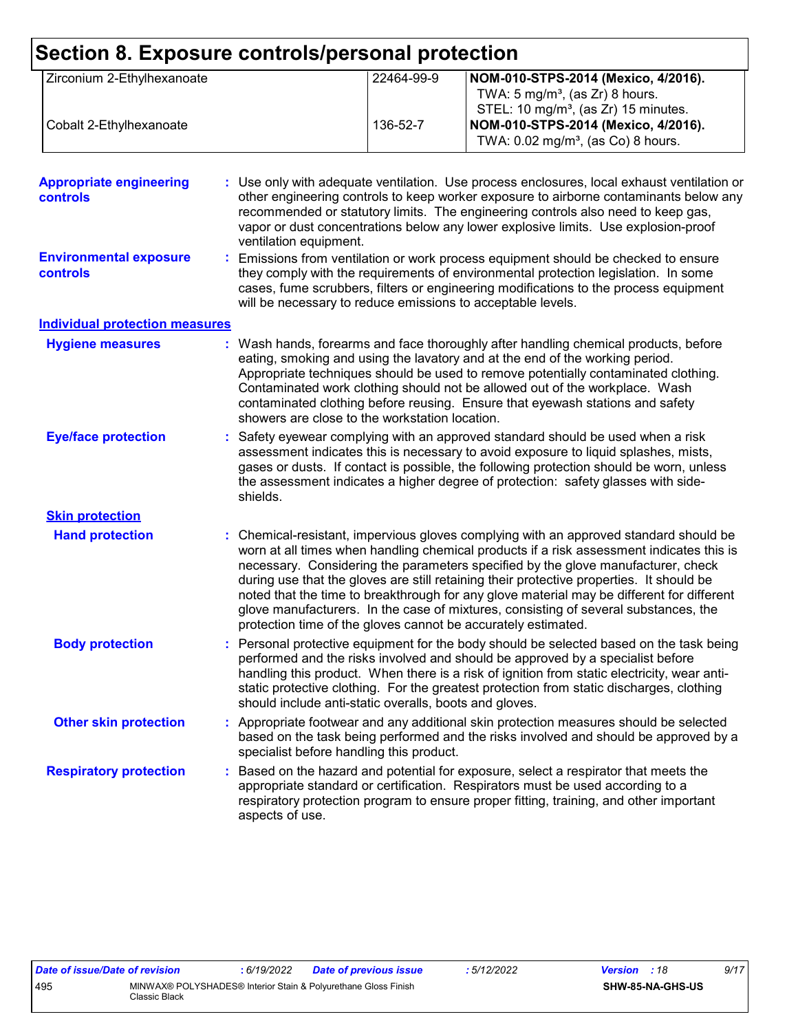# Section 8. Exposure controls/personal protection

| | | |
|---|---|---|
| Zirconium 2-Ethylhexanoate | 22464-99-9 | **NOM-010-STPS-2014 (Mexico, 4/2016).**<br>TWA: 5 mg/m³, (as Zr) 8 hours.<br>STEL: 10 mg/m³, (as Zr) 15 minutes. |
| Cobalt 2-Ethylhexanoate | 136-52-7 | **NOM-010-STPS-2014 (Mexico, 4/2016).**<br>TWA: 0.02 mg/m³, (as Co) 8 hours. |

**Appropriate engineering controls** : Use only with adequate ventilation. Use process enclosures, local exhaust ventilation or other engineering controls to keep worker exposure to airborne contaminants below any recommended or statutory limits. The engineering controls also need to keep gas, vapor or dust concentrations below any lower explosive limits. Use explosion-proof ventilation equipment.

**Environmental exposure controls** : Emissions from ventilation or work process equipment should be checked to ensure they comply with the requirements of environmental protection legislation. In some cases, fume scrubbers, filters or engineering modifications to the process equipment will be necessary to reduce emissions to acceptable levels.

## Individual protection measures

**Hygiene measures** : Wash hands, forearms and face thoroughly after handling chemical products, before eating, smoking and using the lavatory and at the end of the working period. Appropriate techniques should be used to remove potentially contaminated clothing. Contaminated work clothing should not be allowed out of the workplace. Wash contaminated clothing before reusing. Ensure that eyewash stations and safety showers are close to the workstation location.

**Eye/face protection** : Safety eyewear complying with an approved standard should be used when a risk assessment indicates this is necessary to avoid exposure to liquid splashes, mists, gases or dusts. If contact is possible, the following protection should be worn, unless the assessment indicates a higher degree of protection: safety glasses with side-shields.

### Skin protection

**Hand protection** : Chemical-resistant, impervious gloves complying with an approved standard should be worn at all times when handling chemical products if a risk assessment indicates this is necessary. Considering the parameters specified by the glove manufacturer, check during use that the gloves are still retaining their protective properties. It should be noted that the time to breakthrough for any glove material may be different for different glove manufacturers. In the case of mixtures, consisting of several substances, the protection time of the gloves cannot be accurately estimated.

**Body protection** : Personal protective equipment for the body should be selected based on the task being performed and the risks involved and should be approved by a specialist before handling this product. When there is a risk of ignition from static electricity, wear anti-static protective clothing. For the greatest protection from static discharges, clothing should include anti-static overalls, boots and gloves.

**Other skin protection** : Appropriate footwear and any additional skin protection measures should be selected based on the task being performed and the risks involved and should be approved by a specialist before handling this product.

**Respiratory protection** : Based on the hazard and potential for exposure, select a respirator that meets the appropriate standard or certification. Respirators must be used according to a respiratory protection program to ensure proper fitting, training, and other important aspects of use.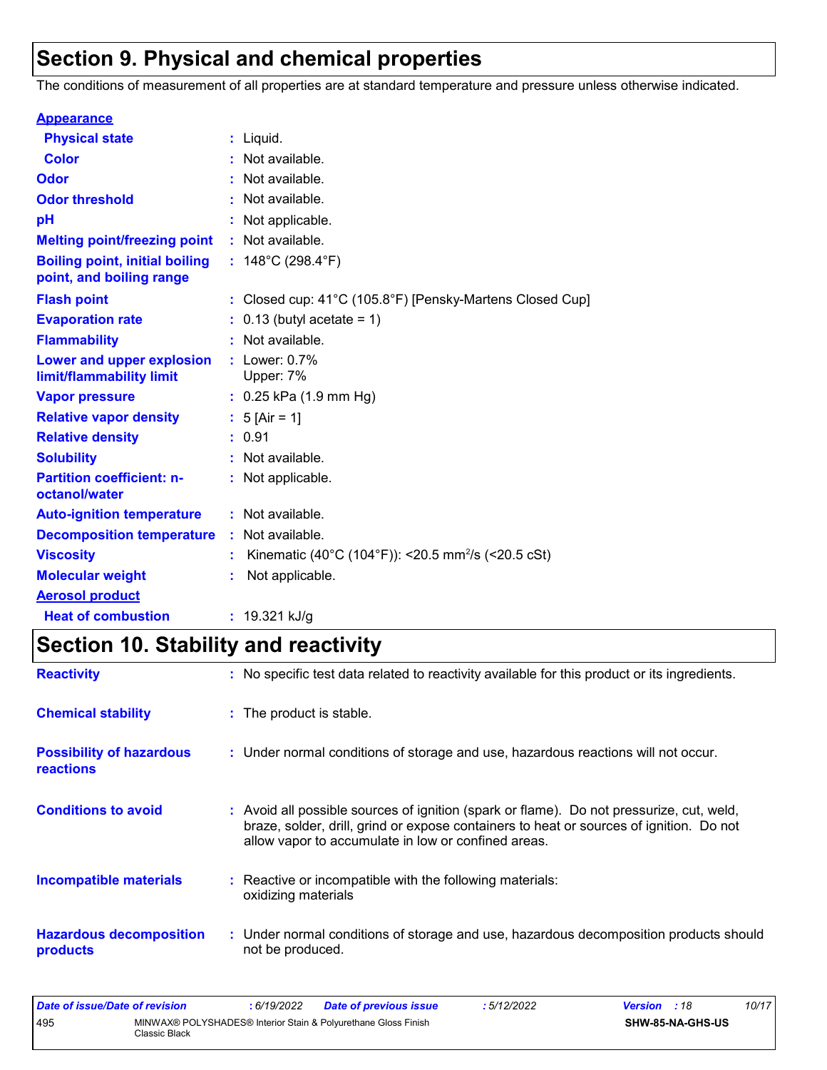# Section 9. Physical and chemical properties

The conditions of measurement of all properties are at standard temperature and pressure unless otherwise indicated.

**Appearance**

| | | |
|---|---|---|
| **Physical state** | : | Liquid. |
| **Color** | : | Not available. |
| **Odor** | : | Not available. |
| **Odor threshold** | : | Not available. |
| **pH** | : | Not applicable. |
| **Melting point/freezing point** | : | Not available. |
| **Boiling point, initial boiling point, and boiling range** | : | 148°C (298.4°F) |
| **Flash point** | : | Closed cup: 41°C (105.8°F) [Pensky-Martens Closed Cup] |
| **Evaporation rate** | : | 0.13 (butyl acetate = 1) |
| **Flammability** | : | Not available. |
| **Lower and upper explosion limit/flammability limit** | : | Lower: 0.7%<br>Upper: 7% |
| **Vapor pressure** | : | 0.25 kPa (1.9 mm Hg) |
| **Relative vapor density** | : | 5 [Air = 1] |
| **Relative density** | : | 0.91 |
| **Solubility** | : | Not available. |
| **Partition coefficient: n-octanol/water** | : | Not applicable. |
| **Auto-ignition temperature** | : | Not available. |
| **Decomposition temperature** | : | Not available. |
| **Viscosity** | : | Kinematic (40°C (104°F)): <20.5 $mm^2/s$ (<20.5 cSt) |
| **Molecular weight** | : | Not applicable. |

**Aerosol product**

| | | |
|---|---|---|
| **Heat of combustion** | : | 19.321 kJ/g |

# Section 10. Stability and reactivity

| | | |
|---|---|---|
| **Reactivity** | : | No specific test data related to reactivity available for this product or its ingredients. |
| **Chemical stability** | : | The product is stable. |
| **Possibility of hazardous reactions** | : | Under normal conditions of storage and use, hazardous reactions will not occur. |
| **Conditions to avoid** | : | Avoid all possible sources of ignition (spark or flame). Do not pressurize, cut, weld, braze, solder, drill, grind or expose containers to heat or sources of ignition. Do not allow vapor to accumulate in low or confined areas. |
| **Incompatible materials** | : | Reactive or incompatible with the following materials:<br>oxidizing materials |
| **Hazardous decomposition products** | : | Under normal conditions of storage and use, hazardous decomposition products should not be produced. |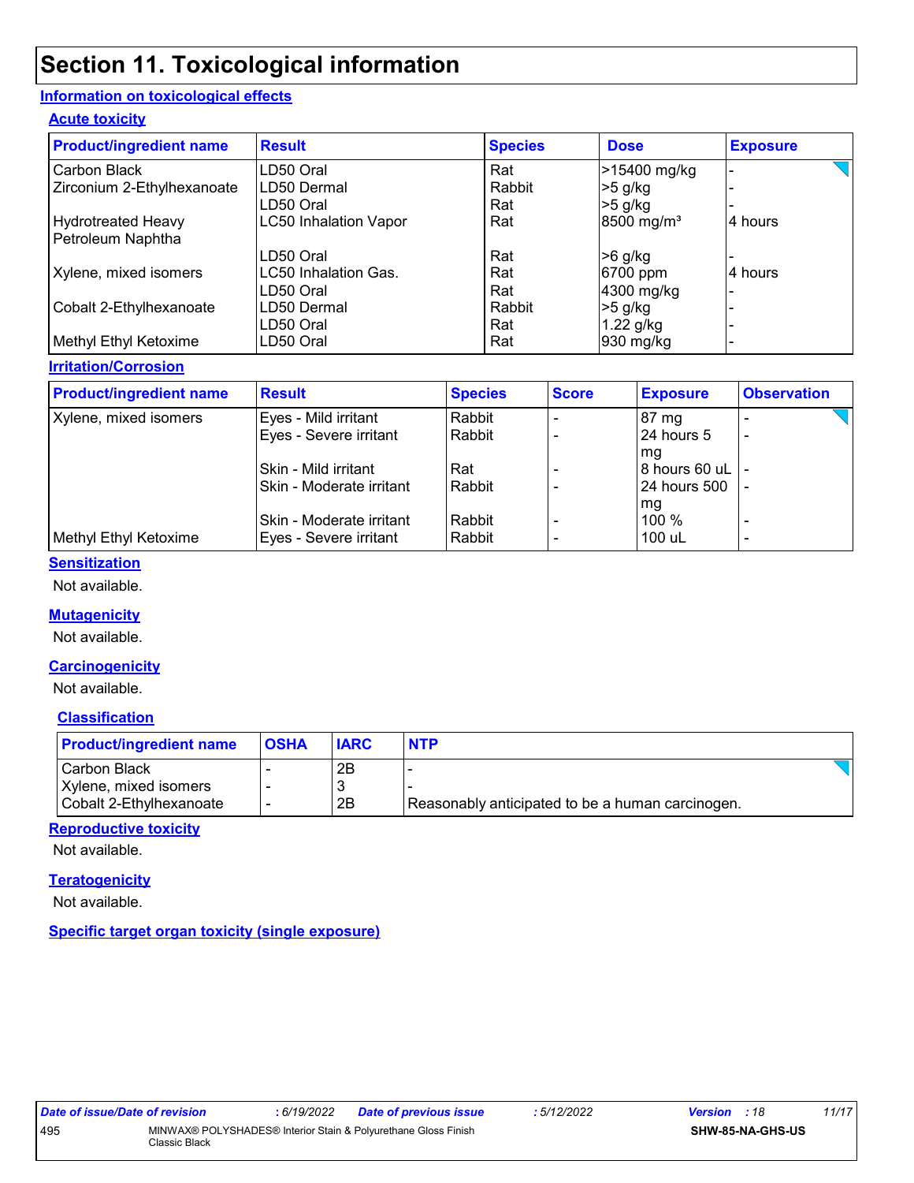# Section 11. Toxicological information

## Information on toxicological effects

### Acute toxicity

| Product/ingredient name | Result | Species | Dose | Exposure |
|---|---|---|---|---|
| Carbon Black | LD50 Oral | Rat | >15400 mg/kg | - |
| Zirconium 2-Ethylhexanoate | LD50 Dermal | Rabbit | >5 g/kg | - |
| | LD50 Oral | Rat | >5 g/kg | - |
| Hydrotreated Heavy Petroleum Naphtha | LC50 Inhalation Vapor | Rat | 8500 mg/m³ | 4 hours |
| | LD50 Oral | Rat | >6 g/kg | - |
| Xylene, mixed isomers | LC50 Inhalation Gas. | Rat | 6700 ppm | 4 hours |
| | LD50 Oral | Rat | 4300 mg/kg | - |
| Cobalt 2-Ethylhexanoate | LD50 Dermal | Rabbit | >5 g/kg | - |
| | LD50 Oral | Rat | 1.22 g/kg | - |
| Methyl Ethyl Ketoxime | LD50 Oral | Rat | 930 mg/kg | - |

### Irritation/Corrosion

| Product/ingredient name | Result | Species | Score | Exposure | Observation |
|---|---|---|---|---|---|
| Xylene, mixed isomers | Eyes - Mild irritant | Rabbit | - | 87 mg | - |
| | Eyes - Severe irritant | Rabbit | - | 24 hours 5 mg | - |
| | Skin - Mild irritant | Rat | - | 8 hours 60 uL | - |
| | Skin - Moderate irritant | Rabbit | - | 24 hours 500 mg | - |
| | Skin - Moderate irritant | Rabbit | - | 100 % | - |
| Methyl Ethyl Ketoxime | Eyes - Severe irritant | Rabbit | - | 100 uL | - |

### Sensitization

Not available.

### Mutagenicity

Not available.

### Carcinogenicity

Not available.

### Classification

| Product/ingredient name | OSHA | IARC | NTP |
|---|---|---|---|
| Carbon Black | - | 2B | - |
| Xylene, mixed isomers | - | 3 | - |
| Cobalt 2-Ethylhexanoate | - | 2B | Reasonably anticipated to be a human carcinogen. |

### Reproductive toxicity

Not available.

### Teratogenicity

Not available.

### Specific target organ toxicity (single exposure)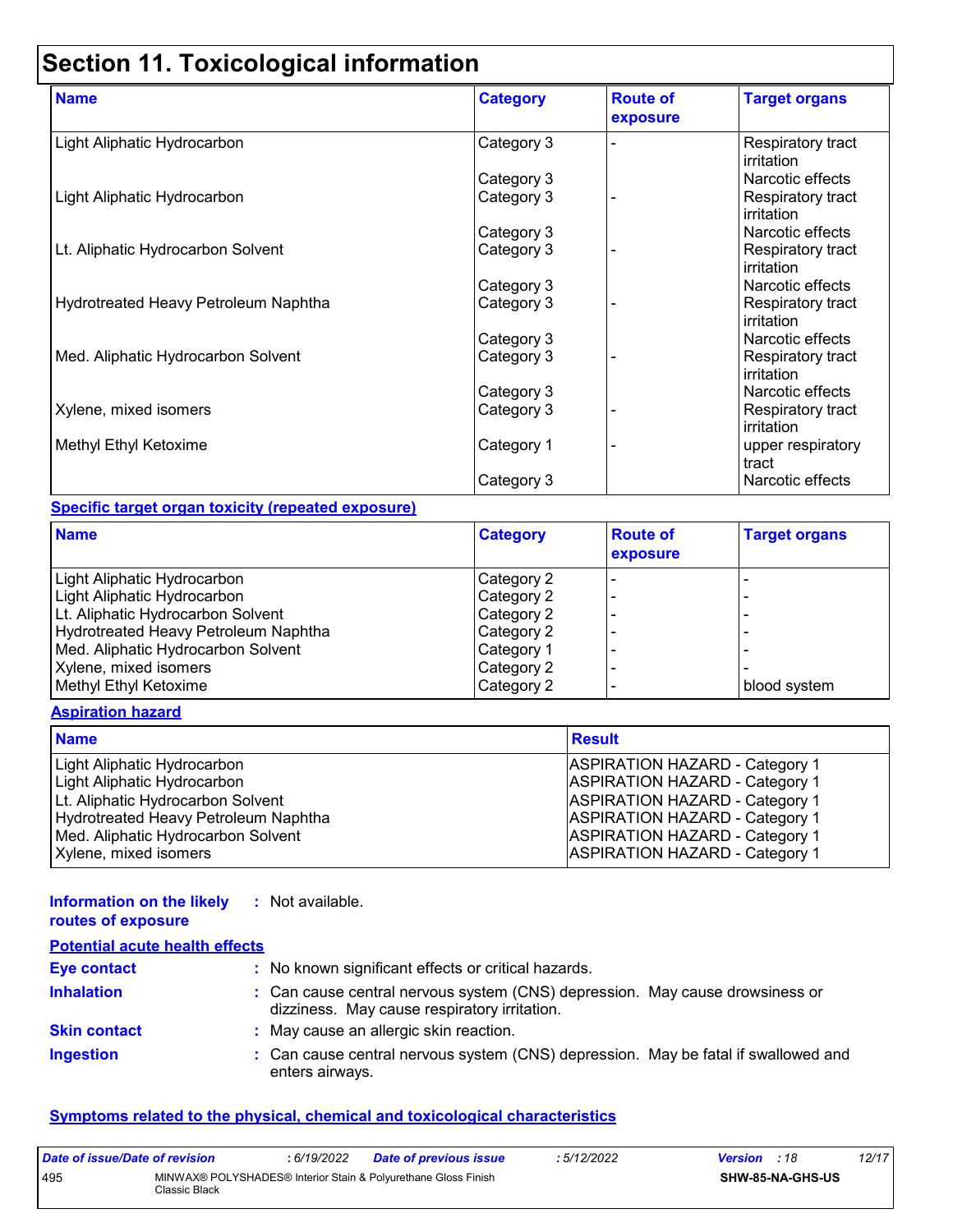# Section 11. Toxicological information

| Name | Category | Route of exposure | Target organs |
|---|---|---|---|
| Light Aliphatic Hydrocarbon | Category 3 | - | Respiratory tract irritation |
| | Category 3 | | Narcotic effects |
| Light Aliphatic Hydrocarbon | Category 3 | - | Respiratory tract irritation |
| | Category 3 | | Narcotic effects |
| Lt. Aliphatic Hydrocarbon Solvent | Category 3 | - | Respiratory tract irritation |
| | Category 3 | | Narcotic effects |
| Hydrotreated Heavy Petroleum Naphtha | Category 3 | - | Respiratory tract irritation |
| | Category 3 | | Narcotic effects |
| Med. Aliphatic Hydrocarbon Solvent | Category 3 | - | Respiratory tract irritation |
| | Category 3 | | Narcotic effects |
| Xylene, mixed isomers | Category 3 | - | Respiratory tract irritation |
| Methyl Ethyl Ketoxime | Category 1 | - | upper respiratory tract |
| | Category 3 | | Narcotic effects |

**Specific target organ toxicity (repeated exposure)**

| Name | Category | Route of exposure | Target organs |
|---|---|---|---|
| Light Aliphatic Hydrocarbon | Category 2 | - | - |
| Light Aliphatic Hydrocarbon | Category 2 | - | - |
| Lt. Aliphatic Hydrocarbon Solvent | Category 2 | - | - |
| Hydrotreated Heavy Petroleum Naphtha | Category 2 | - | - |
| Med. Aliphatic Hydrocarbon Solvent | Category 1 | - | - |
| Xylene, mixed isomers | Category 2 | - | - |
| Methyl Ethyl Ketoxime | Category 2 | - | blood system |

**Aspiration hazard**

| Name | Result |
|---|---|
| Light Aliphatic Hydrocarbon | ASPIRATION HAZARD - Category 1 |
| Light Aliphatic Hydrocarbon | ASPIRATION HAZARD - Category 1 |
| Lt. Aliphatic Hydrocarbon Solvent | ASPIRATION HAZARD - Category 1 |
| Hydrotreated Heavy Petroleum Naphtha | ASPIRATION HAZARD - Category 1 |
| Med. Aliphatic Hydrocarbon Solvent | ASPIRATION HAZARD - Category 1 |
| Xylene, mixed isomers | ASPIRATION HAZARD - Category 1 |

**Information on the likely routes of exposure** : Not available.

**Potential acute health effects**

**Eye contact** : No known significant effects or critical hazards.

**Inhalation** : Can cause central nervous system (CNS) depression. May cause drowsiness or dizziness. May cause respiratory irritation.

**Skin contact** : May cause an allergic skin reaction.

**Ingestion** : Can cause central nervous system (CNS) depression. May be fatal if swallowed and enters airways.

**Symptoms related to the physical, chemical and toxicological characteristics**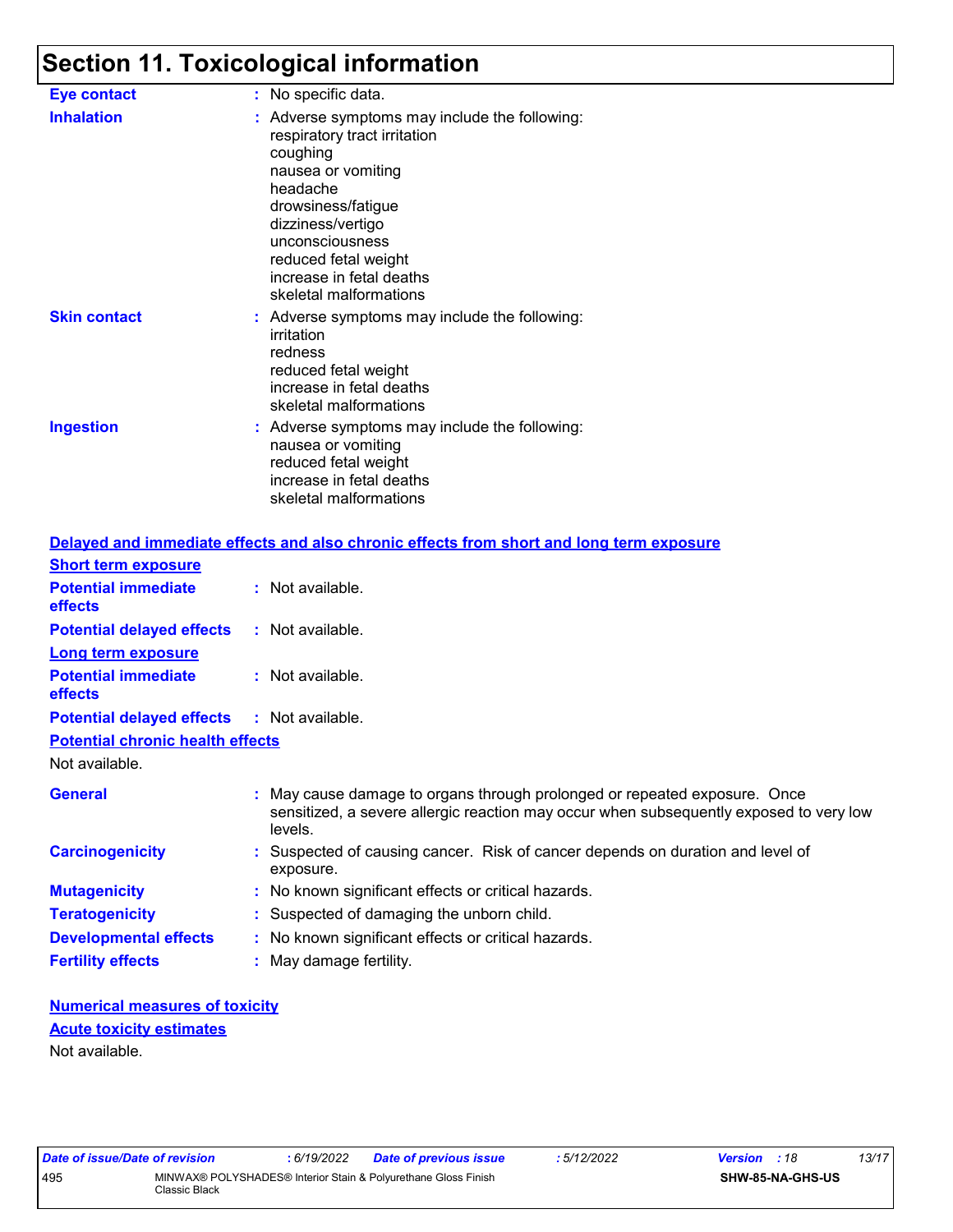# Section 11. Toxicological information

**Eye contact** : No specific data.

**Inhalation** : Adverse symptoms may include the following:
respiratory tract irritation
coughing
nausea or vomiting
headache
drowsiness/fatigue
dizziness/vertigo
unconsciousness
reduced fetal weight
increase in fetal deaths
skeletal malformations

**Skin contact** : Adverse symptoms may include the following:
irritation
redness
reduced fetal weight
increase in fetal deaths
skeletal malformations

**Ingestion** : Adverse symptoms may include the following:
nausea or vomiting
reduced fetal weight
increase in fetal deaths
skeletal malformations

## Delayed and immediate effects and also chronic effects from short and long term exposure

### Short term exposure

**Potential immediate effects** : Not available.

**Potential delayed effects** : Not available.

### Long term exposure

**Potential immediate effects** : Not available.

**Potential delayed effects** : Not available.

### Potential chronic health effects

Not available.

**General** : May cause damage to organs through prolonged or repeated exposure. Once sensitized, a severe allergic reaction may occur when subsequently exposed to very low levels.

**Carcinogenicity** : Suspected of causing cancer. Risk of cancer depends on duration and level of exposure.

**Mutagenicity** : No known significant effects or critical hazards.

**Teratogenicity** : Suspected of damaging the unborn child.

**Developmental effects** : No known significant effects or critical hazards.

**Fertility effects** : May damage fertility.

## Numerical measures of toxicity

### Acute toxicity estimates

Not available.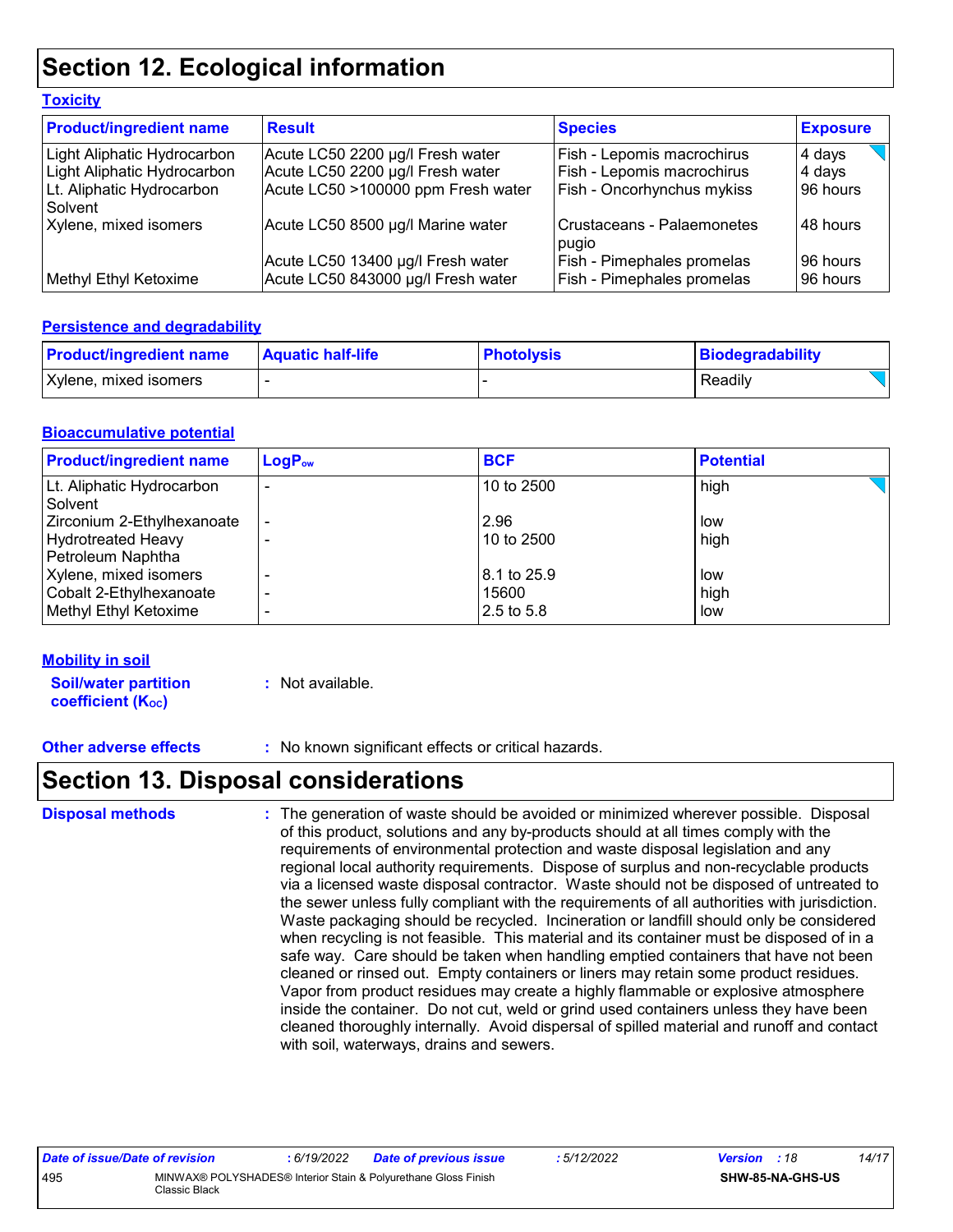# Section 12. Ecological information

### Toxicity

| Product/ingredient name | Result | Species | Exposure |
| --- | --- | --- | --- |
| Light Aliphatic Hydrocarbon | Acute LC50 2200 µg/l Fresh water | Fish - Lepomis macrochirus | 4 days |
| Light Aliphatic Hydrocarbon | Acute LC50 2200 µg/l Fresh water | Fish - Lepomis macrochirus | 4 days |
| Lt. Aliphatic Hydrocarbon Solvent | Acute LC50 >100000 ppm Fresh water | Fish - Oncorhynchus mykiss | 96 hours |
| Xylene, mixed isomers | Acute LC50 8500 µg/l Marine water | Crustaceans - Palaemonetes pugio | 48 hours |
| | Acute LC50 13400 µg/l Fresh water | Fish - Pimephales promelas | 96 hours |
| Methyl Ethyl Ketoxime | Acute LC50 843000 µg/l Fresh water | Fish - Pimephales promelas | 96 hours |

### Persistence and degradability

| Product/ingredient name | Aquatic half-life | Photolysis | Biodegradability |
| --- | --- | --- | --- |
| Xylene, mixed isomers | - | - | Readily |

### Bioaccumulative potential

| Product/ingredient name | $LogP_{ow}$ | BCF | Potential |
| --- | --- | --- | --- |
| Lt. Aliphatic Hydrocarbon Solvent | - | 10 to 2500 | high |
| Zirconium 2-Ethylhexanoate | - | 2.96 | low |
| Hydrotreated Heavy Petroleum Naphtha | - | 10 to 2500 | high |
| Xylene, mixed isomers | - | 8.1 to 25.9 | low |
| Cobalt 2-Ethylhexanoate | - | 15600 | high |
| Methyl Ethyl Ketoxime | - | 2.5 to 5.8 | low |

### Mobility in soil

**Soil/water partition coefficient ($K_{OC}$)** : Not available.

**Other adverse effects** : No known significant effects or critical hazards.

# Section 13. Disposal considerations

**Disposal methods** : The generation of waste should be avoided or minimized wherever possible. Disposal of this product, solutions and any by-products should at all times comply with the requirements of environmental protection and waste disposal legislation and any regional local authority requirements. Dispose of surplus and non-recyclable products via a licensed waste disposal contractor. Waste should not be disposed of untreated to the sewer unless fully compliant with the requirements of all authorities with jurisdiction. Waste packaging should be recycled. Incineration or landfill should only be considered when recycling is not feasible. This material and its container must be disposed of in a safe way. Care should be taken when handling emptied containers that have not been cleaned or rinsed out. Empty containers or liners may retain some product residues. Vapor from product residues may create a highly flammable or explosive atmosphere inside the container. Do not cut, weld or grind used containers unless they have been cleaned thoroughly internally. Avoid dispersal of spilled material and runoff and contact with soil, waterways, drains and sewers.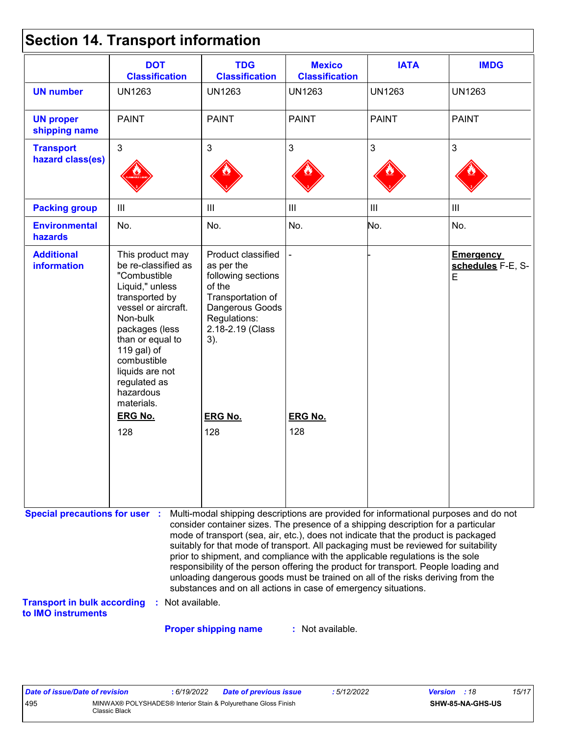# Section 14. Transport information

| | DOT Classification | TDG Classification | Mexico Classification | IATA | IMDG |
|---|---|---|---|---|---|
| **UN number** | UN1263 | UN1263 | UN1263 | UN1263 | UN1263 |
| **UN proper shipping name** | PAINT | PAINT | PAINT | PAINT | PAINT |
| **Transport hazard class(es)** | 3 | 3 | 3 | 3 | 3 |
| **Packing group** | III | III | III | III | III |
| **Environmental hazards** | No. | No. | No. | No. | No. |
| **Additional information** | This product may be re-classified as "Combustible Liquid," unless transported by vessel or aircraft. Non-bulk packages (less than or equal to 119 gal) of combustible liquids are not regulated as hazardous materials. **ERG No.** 128 | Product classified as per the following sections of the Transportation of Dangerous Goods Regulations: 2.18-2.19 (Class 3). **ERG No.** 128 | - **ERG No.** 128 | - | **Emergency schedules** F-E, S-E |

**Special precautions for user** : Multi-modal shipping descriptions are provided for informational purposes and do not consider container sizes. The presence of a shipping description for a particular mode of transport (sea, air, etc.), does not indicate that the product is packaged suitably for that mode of transport. All packaging must be reviewed for suitability prior to shipment, and compliance with the applicable regulations is the sole responsibility of the person offering the product for transport. People loading and unloading dangerous goods must be trained on all of the risks deriving from the substances and on all actions in case of emergency situations.

**Transport in bulk according to IMO instruments** : Not available.

**Proper shipping name** : Not available.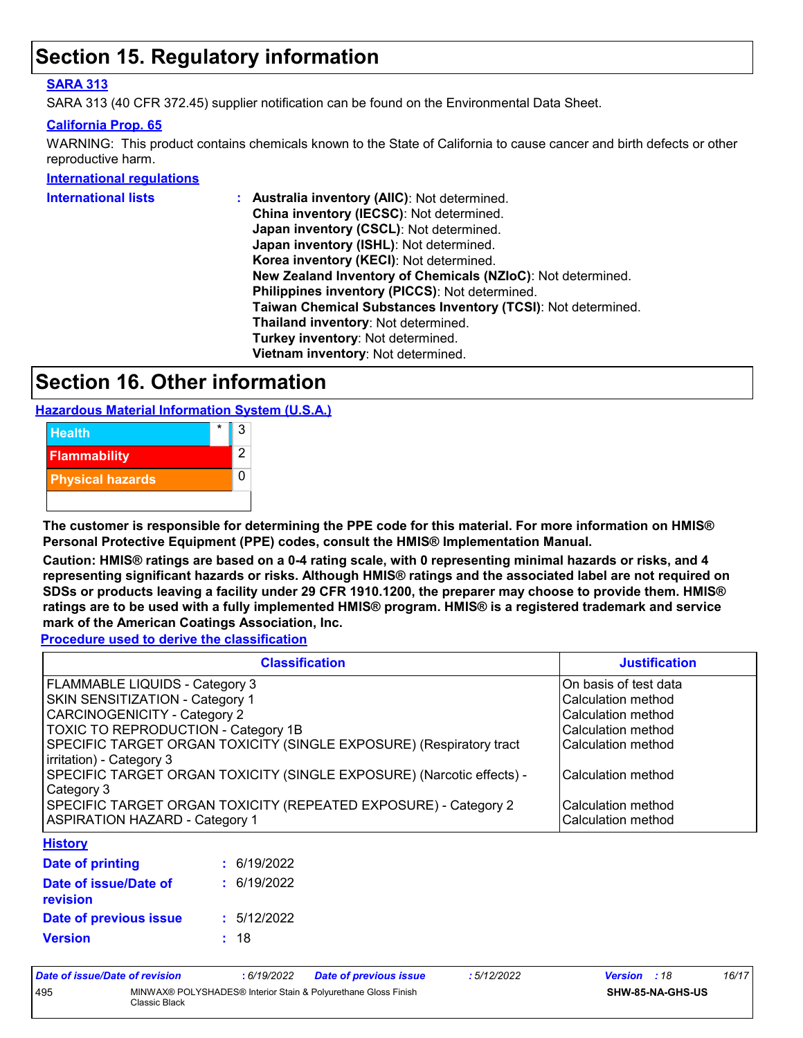## Section 15. Regulatory information

**SARA 313**

SARA 313 (40 CFR 372.45) supplier notification can be found on the Environmental Data Sheet.

**California Prop. 65**

WARNING: This product contains chemicals known to the State of California to cause cancer and birth defects or other reproductive harm.

**International regulations**

**International lists** :
**Australia inventory (AIIC)**: Not determined.
**China inventory (IECSC)**: Not determined.
**Japan inventory (CSCL)**: Not determined.
**Japan inventory (ISHL)**: Not determined.
**Korea inventory (KECI)**: Not determined.
**New Zealand Inventory of Chemicals (NZIoC)**: Not determined.
**Philippines inventory (PICCS)**: Not determined.
**Taiwan Chemical Substances Inventory (TCSI)**: Not determined.
**Thailand inventory**: Not determined.
**Turkey inventory**: Not determined.
**Vietnam inventory**: Not determined.

## Section 16. Other information

**Hazardous Material Information System (U.S.A.)**

| | | |
|---|---|---|
| Health | * | 3 |
| Flammability | | 2 |
| Physical hazards | | 0 |

**The customer is responsible for determining the PPE code for this material. For more information on HMIS® Personal Protective Equipment (PPE) codes, consult the HMIS® Implementation Manual.**

**Caution: HMIS® ratings are based on a 0-4 rating scale, with 0 representing minimal hazards or risks, and 4 representing significant hazards or risks. Although HMIS® ratings and the associated label are not required on SDSs or products leaving a facility under 29 CFR 1910.1200, the preparer may choose to provide them. HMIS® ratings are to be used with a fully implemented HMIS® program. HMIS® is a registered trademark and service mark of the American Coatings Association, Inc.**

**Procedure used to derive the classification**

| Classification | Justification |
|---|---|
| FLAMMABLE LIQUIDS - Category 3 | On basis of test data |
| SKIN SENSITIZATION - Category 1 | Calculation method |
| CARCINOGENICITY - Category 2 | Calculation method |
| TOXIC TO REPRODUCTION - Category 1B | Calculation method |
| SPECIFIC TARGET ORGAN TOXICITY (SINGLE EXPOSURE) (Respiratory tract irritation) - Category 3 | Calculation method |
| SPECIFIC TARGET ORGAN TOXICITY (SINGLE EXPOSURE) (Narcotic effects) - Category 3 | Calculation method |
| SPECIFIC TARGET ORGAN TOXICITY (REPEATED EXPOSURE) - Category 2 | Calculation method |
| ASPIRATION HAZARD - Category 1 | Calculation method |

**History**

**Date of printing** : 6/19/2022

**Date of issue/Date of revision** : 6/19/2022

**Date of previous issue** : 5/12/2022

**Version** : 18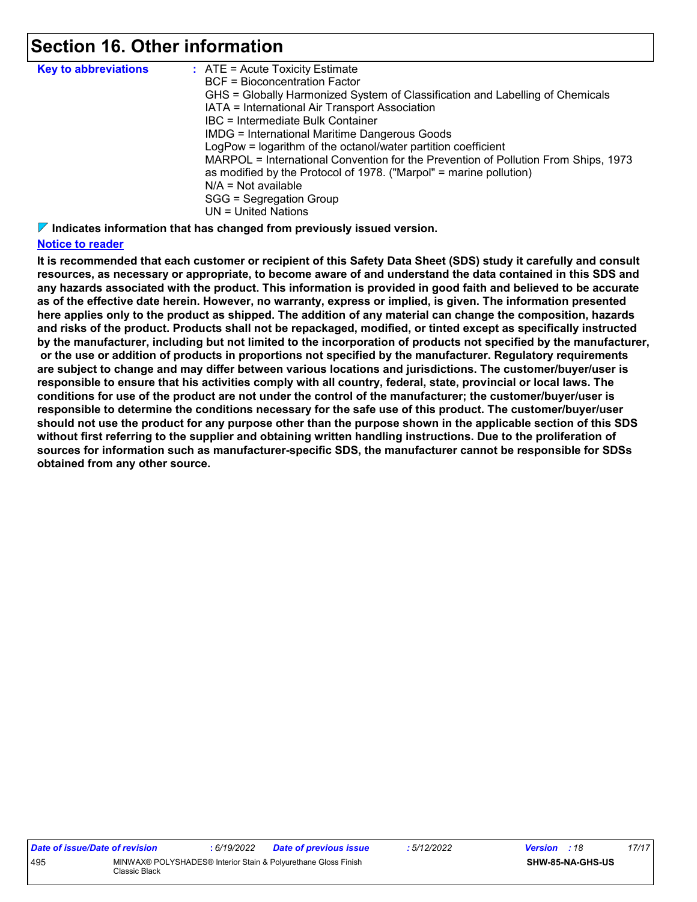# Section 16. Other information

**Key to abbreviations** : ATE = Acute Toxicity Estimate
BCF = Bioconcentration Factor
GHS = Globally Harmonized System of Classification and Labelling of Chemicals
IATA = International Air Transport Association
IBC = Intermediate Bulk Container
IMDG = International Maritime Dangerous Goods
LogPow = logarithm of the octanol/water partition coefficient
MARPOL = International Convention for the Prevention of Pollution From Ships, 1973 as modified by the Protocol of 1978. ("Marpol" = marine pollution)
N/A = Not available
SGG = Segregation Group
UN = United Nations

**Indicates information that has changed from previously issued version.**

**Notice to reader**

**It is recommended that each customer or recipient of this Safety Data Sheet (SDS) study it carefully and consult resources, as necessary or appropriate, to become aware of and understand the data contained in this SDS and any hazards associated with the product. This information is provided in good faith and believed to be accurate as of the effective date herein. However, no warranty, express or implied, is given. The information presented here applies only to the product as shipped. The addition of any material can change the composition, hazards and risks of the product. Products shall not be repackaged, modified, or tinted except as specifically instructed by the manufacturer, including but not limited to the incorporation of products not specified by the manufacturer, or the use or addition of products in proportions not specified by the manufacturer. Regulatory requirements are subject to change and may differ between various locations and jurisdictions. The customer/buyer/user is responsible to ensure that his activities comply with all country, federal, state, provincial or local laws. The conditions for use of the product are not under the control of the manufacturer; the customer/buyer/user is responsible to determine the conditions necessary for the safe use of this product. The customer/buyer/user should not use the product for any purpose other than the purpose shown in the applicable section of this SDS without first referring to the supplier and obtaining written handling instructions. Due to the proliferation of sources for information such as manufacturer-specific SDS, the manufacturer cannot be responsible for SDSs obtained from any other source.**